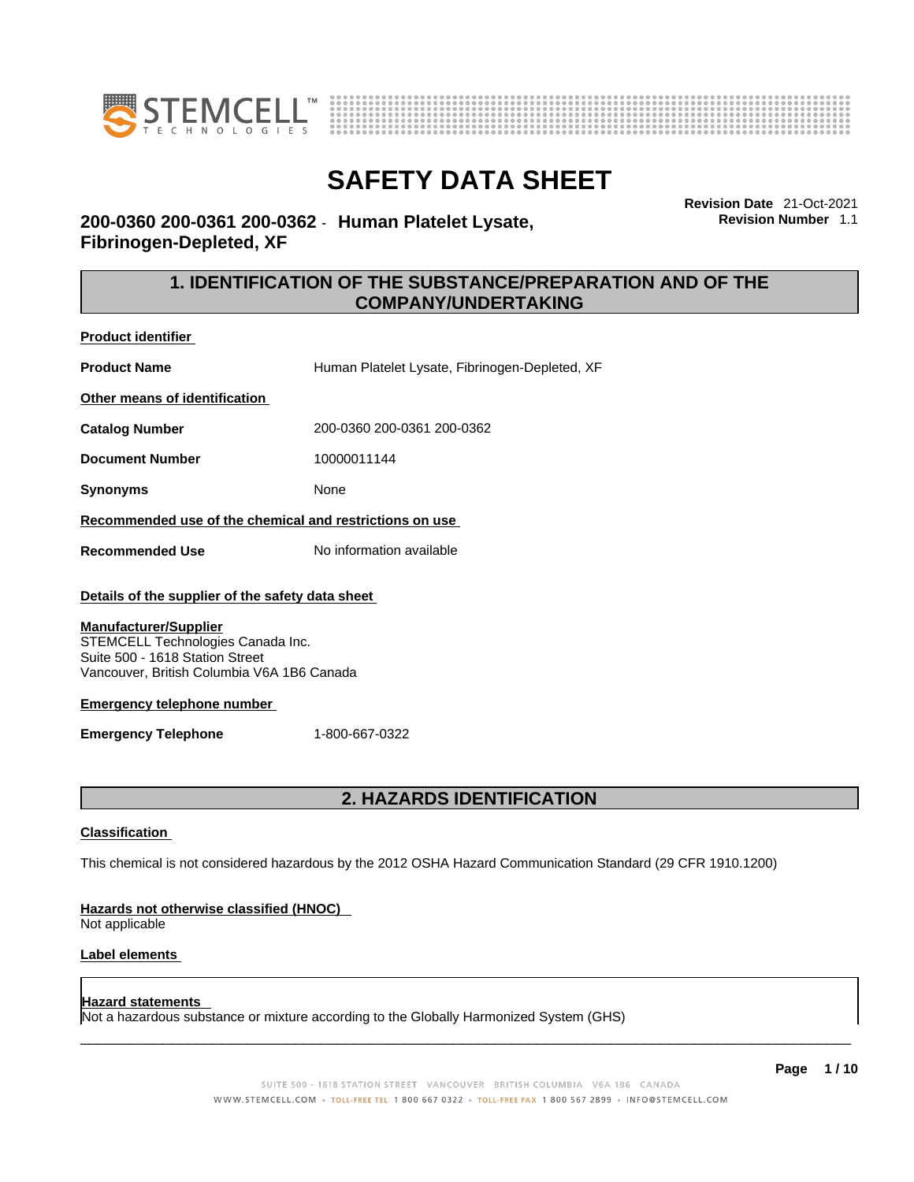# SAFETY DATA SHEET

**200-0360 200-0361 200-0362 - Human Platelet Lysate, Fibrinogen-Depleted, XF**

**Revision Date** 21-Oct-2021
**Revision Number** 1.1

## 1. IDENTIFICATION OF THE SUBSTANCE/PREPARATION AND OF THE COMPANY/UNDERTAKING

**Product identifier**

**Product Name** Human Platelet Lysate, Fibrinogen-Depleted, XF

**Other means of identification**

**Catalog Number** 200-0360 200-0361 200-0362

**Document Number** 10000011144

**Synonyms** None

**Recommended use of the chemical and restrictions on use**

**Recommended Use** No information available

**Details of the supplier of the safety data sheet**

**Manufacturer/Supplier**
STEMCELL Technologies Canada Inc.
Suite 500 - 1618 Station Street
Vancouver, British Columbia V6A 1B6 Canada

**Emergency telephone number**

**Emergency Telephone** 1-800-667-0322

## 2. HAZARDS IDENTIFICATION

**Classification**

This chemical is not considered hazardous by the 2012 OSHA Hazard Communication Standard (29 CFR 1910.1200)

**Hazards not otherwise classified (HNOC)**
Not applicable

**Label elements**

**Hazard statements**
Not a hazardous substance or mixture according to the Globally Harmonized System (GHS)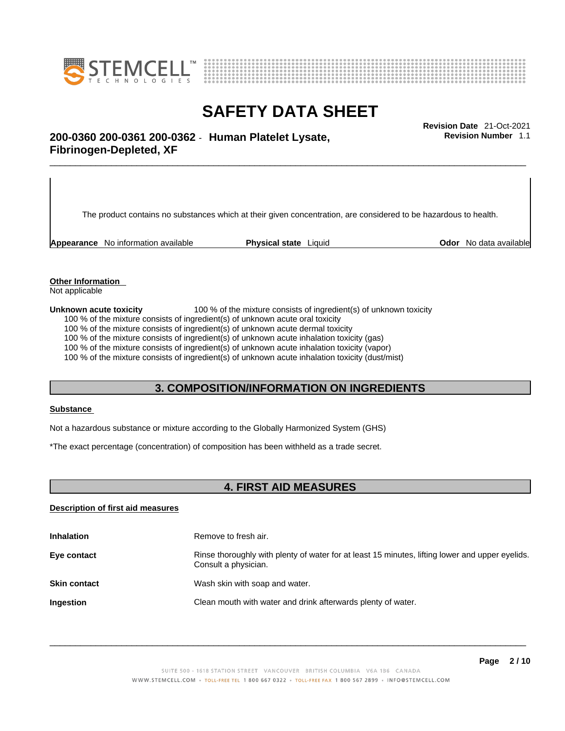The product contains no substances which at their given concentration, are considered to be hazardous to health.

| **Appearance** No information available | **Physical state** Liquid | **Odor** No data available |
|---|---|---|

**Other Information**

Not applicable

**Unknown acute toxicity** 100 % of the mixture consists of ingredient(s) of unknown toxicity

100 % of the mixture consists of ingredient(s) of unknown acute oral toxicity
100 % of the mixture consists of ingredient(s) of unknown acute dermal toxicity
100 % of the mixture consists of ingredient(s) of unknown acute inhalation toxicity (gas)
100 % of the mixture consists of ingredient(s) of unknown acute inhalation toxicity (vapor)
100 % of the mixture consists of ingredient(s) of unknown acute inhalation toxicity (dust/mist)

## 3. COMPOSITION/INFORMATION ON INGREDIENTS

**Substance**

Not a hazardous substance or mixture according to the Globally Harmonized System (GHS)

*The exact percentage (concentration) of composition has been withheld as a trade secret.

## 4. FIRST AID MEASURES

**Description of first aid measures**

| | |
|---|---|
| **Inhalation** | Remove to fresh air. |
| **Eye contact** | Rinse thoroughly with plenty of water for at least 15 minutes, lifting lower and upper eyelids. Consult a physician. |
| **Skin contact** | Wash skin with soap and water. |
| **Ingestion** | Clean mouth with water and drink afterwards plenty of water. |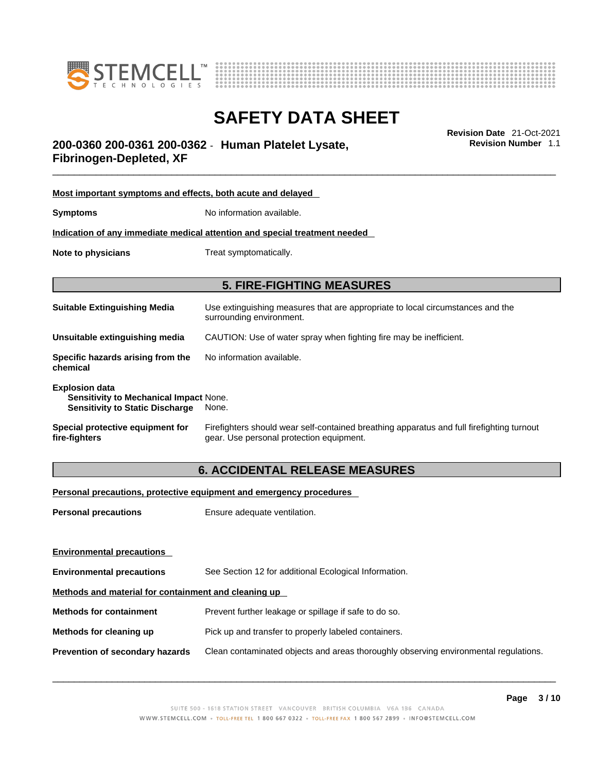**Most important symptoms and effects, both acute and delayed**

**Symptoms** No information available.

**Indication of any immediate medical attention and special treatment needed**

**Note to physicians** Treat symptomatically.

## 5. FIRE-FIGHTING MEASURES

**Suitable Extinguishing Media** Use extinguishing measures that are appropriate to local circumstances and the surrounding environment.

**Unsuitable extinguishing media** CAUTION: Use of water spray when fighting fire may be inefficient.

**Specific hazards arising from the chemical** No information available.

**Explosion data**
**Sensitivity to Mechanical Impact** None.
**Sensitivity to Static Discharge** None.

**Special protective equipment for fire-fighters** Firefighters should wear self-contained breathing apparatus and full firefighting turnout gear. Use personal protection equipment.

## 6. ACCIDENTAL RELEASE MEASURES

**Personal precautions, protective equipment and emergency procedures**

**Personal precautions** Ensure adequate ventilation.

**Environmental precautions**

**Environmental precautions** See Section 12 for additional Ecological Information.

**Methods and material for containment and cleaning up**

**Methods for containment** Prevent further leakage or spillage if safe to do so.

**Methods for cleaning up** Pick up and transfer to properly labeled containers.

**Prevention of secondary hazards** Clean contaminated objects and areas thoroughly observing environmental regulations.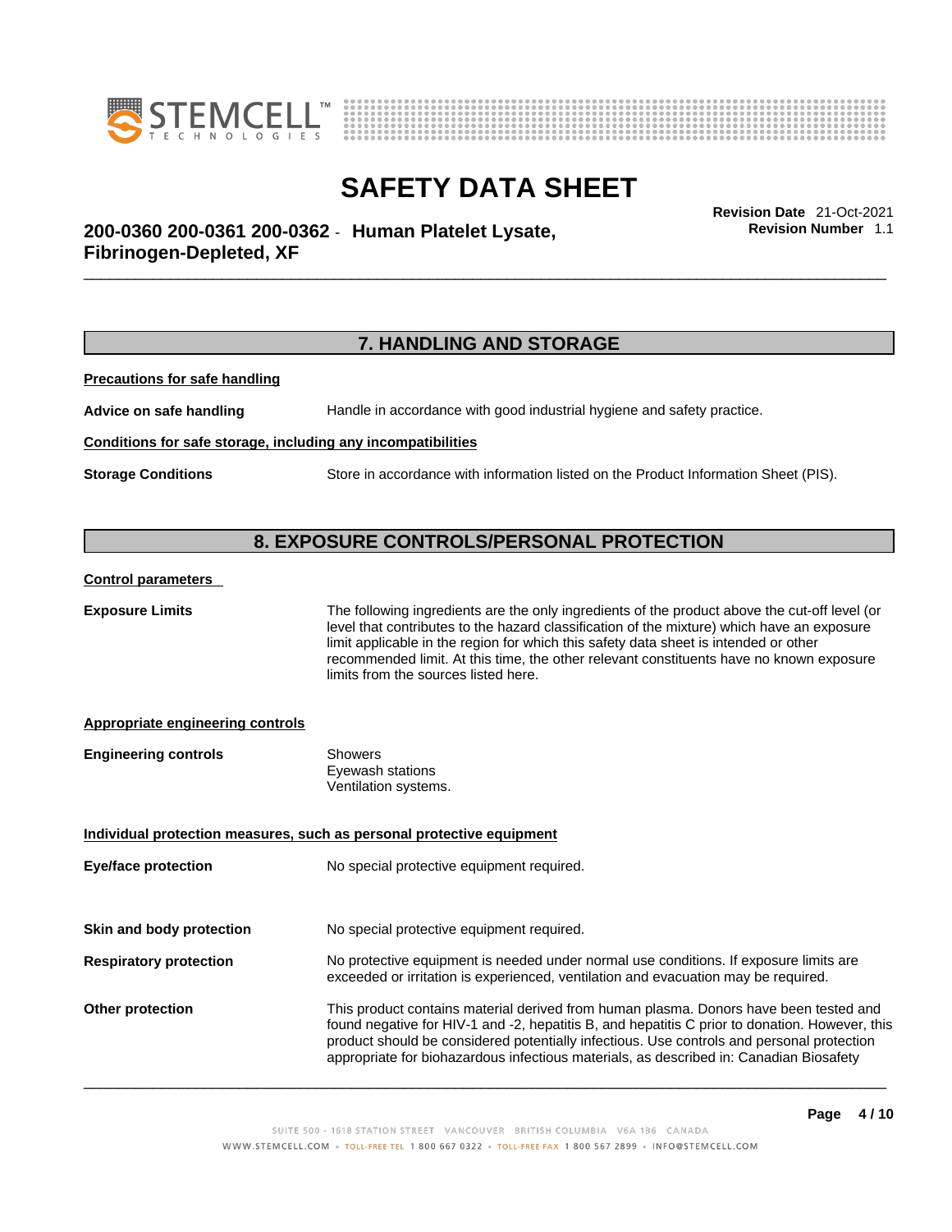## 7. HANDLING AND STORAGE

**Precautions for safe handling**

**Advice on safe handling** Handle in accordance with good industrial hygiene and safety practice.

**Conditions for safe storage, including any incompatibilities**

**Storage Conditions** Store in accordance with information listed on the Product Information Sheet (PIS).

## 8. EXPOSURE CONTROLS/PERSONAL PROTECTION

**Control parameters**

**Exposure Limits** The following ingredients are the only ingredients of the product above the cut-off level (or level that contributes to the hazard classification of the mixture) which have an exposure limit applicable in the region for which this safety data sheet is intended or other recommended limit. At this time, the other relevant constituents have no known exposure limits from the sources listed here.

**Appropriate engineering controls**

**Engineering controls** Showers
Eyewash stations
Ventilation systems.

**Individual protection measures, such as personal protective equipment**

**Eye/face protection** No special protective equipment required.

**Skin and body protection** No special protective equipment required.

**Respiratory protection** No protective equipment is needed under normal use conditions. If exposure limits are exceeded or irritation is experienced, ventilation and evacuation may be required.

**Other protection** This product contains material derived from human plasma. Donors have been tested and found negative for HIV-1 and -2, hepatitis B, and hepatitis C prior to donation. However, this product should be considered potentially infectious. Use controls and personal protection appropriate for biohazardous infectious materials, as described in: Canadian Biosafety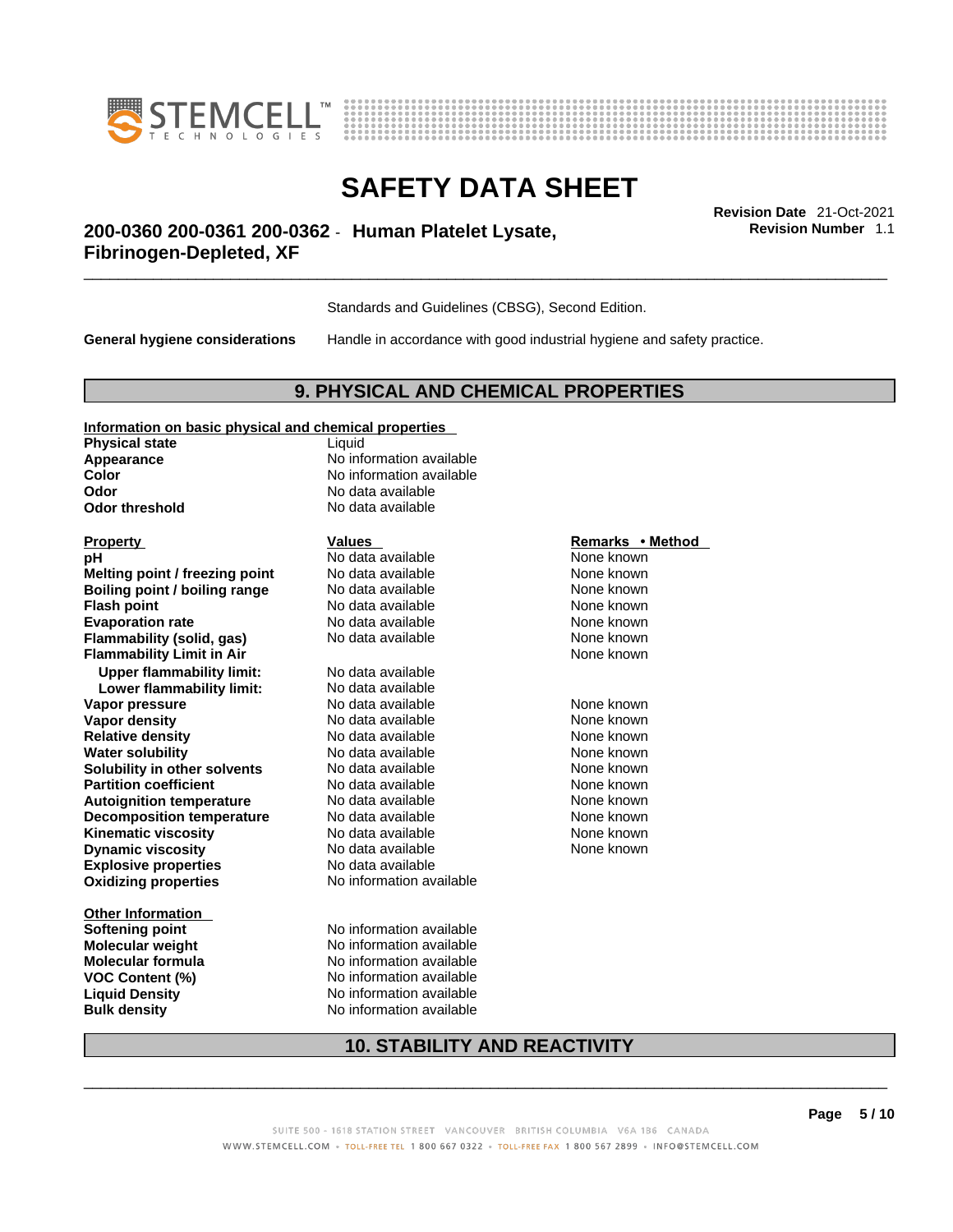Standards and Guidelines (CBSG), Second Edition.

**General hygiene considerations** Handle in accordance with good industrial hygiene and safety practice.

## 9. PHYSICAL AND CHEMICAL PROPERTIES

**Information on basic physical and chemical properties**

| | |
|---|---|
| **Physical state** | Liquid |
| **Appearance** | No information available |
| **Color** | No information available |
| **Odor** | No data available |
| **Odor threshold** | No data available |

| **Property** | **Values** | **Remarks • Method** |
|---|---|---|
| **pH** | No data available | None known |
| **Melting point / freezing point** | No data available | None known |
| **Boiling point / boiling range** | No data available | None known |
| **Flash point** | No data available | None known |
| **Evaporation rate** | No data available | None known |
| **Flammability (solid, gas)** | No data available | None known |
| **Flammability Limit in Air** | | None known |
| **Upper flammability limit:** | No data available | |
| **Lower flammability limit:** | No data available | |
| **Vapor pressure** | No data available | None known |
| **Vapor density** | No data available | None known |
| **Relative density** | No data available | None known |
| **Water solubility** | No data available | None known |
| **Solubility in other solvents** | No data available | None known |
| **Partition coefficient** | No data available | None known |
| **Autoignition temperature** | No data available | None known |
| **Decomposition temperature** | No data available | None known |
| **Kinematic viscosity** | No data available | None known |
| **Dynamic viscosity** | No data available | None known |
| **Explosive properties** | No data available | |
| **Oxidizing properties** | No information available | |

**Other Information**

| | |
|---|---|
| **Softening point** | No information available |
| **Molecular weight** | No information available |
| **Molecular formula** | No information available |
| **VOC Content (%)** | No information available |
| **Liquid Density** | No information available |
| **Bulk density** | No information available |

## 10. STABILITY AND REACTIVITY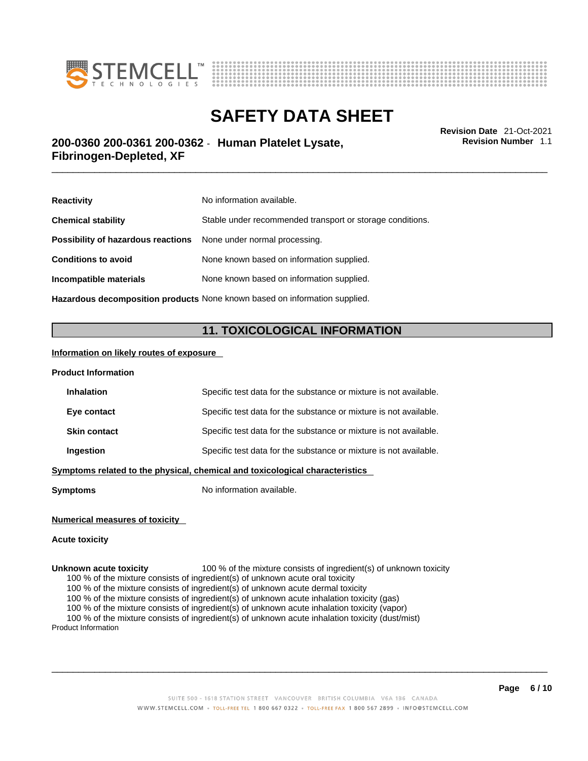| | |
|---|---|
| **Reactivity** | No information available. |
| **Chemical stability** | Stable under recommended transport or storage conditions. |
| **Possibility of hazardous reactions** | None under normal processing. |
| **Conditions to avoid** | None known based on information supplied. |
| **Incompatible materials** | None known based on information supplied. |
| **Hazardous decomposition products** | None known based on information supplied. |

## 11. TOXICOLOGICAL INFORMATION

**Information on likely routes of exposure**

**Product Information**

| | |
|---|---|
| **Inhalation** | Specific test data for the substance or mixture is not available. |
| **Eye contact** | Specific test data for the substance or mixture is not available. |
| **Skin contact** | Specific test data for the substance or mixture is not available. |
| **Ingestion** | Specific test data for the substance or mixture is not available. |

**Symptoms related to the physical, chemical and toxicological characteristics**

**Symptoms** No information available.

**Numerical measures of toxicity**

**Acute toxicity**

**Unknown acute toxicity** 100 % of the mixture consists of ingredient(s) of unknown toxicity

100 % of the mixture consists of ingredient(s) of unknown acute oral toxicity
100 % of the mixture consists of ingredient(s) of unknown acute dermal toxicity
100 % of the mixture consists of ingredient(s) of unknown acute inhalation toxicity (gas)
100 % of the mixture consists of ingredient(s) of unknown acute inhalation toxicity (vapor)
100 % of the mixture consists of ingredient(s) of unknown acute inhalation toxicity (dust/mist)

Product Information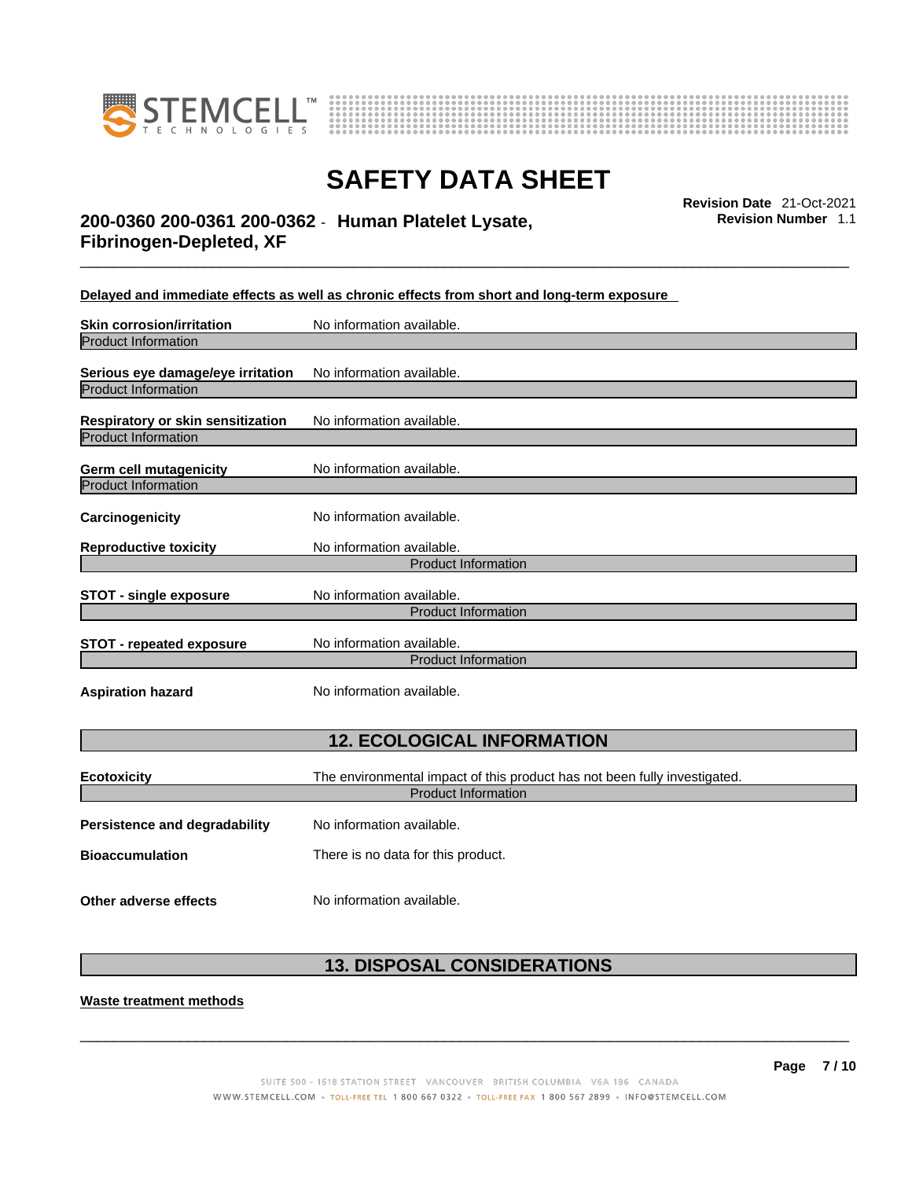**Delayed and immediate effects as well as chronic effects from short and long-term exposure**

**Skin corrosion/irritation** No information available.

Product Information

**Serious eye damage/eye irritation** No information available.

Product Information

**Respiratory or skin sensitization** No information available.

Product Information

**Germ cell mutagenicity** No information available.

Product Information

**Carcinogenicity** No information available.

**Reproductive toxicity** No information available.

Product Information

**STOT - single exposure** No information available.

Product Information

**STOT - repeated exposure** No information available.

Product Information

**Aspiration hazard** No information available.

## 12. ECOLOGICAL INFORMATION

**Ecotoxicity** The environmental impact of this product has not been fully investigated.

Product Information

**Persistence and degradability** No information available.

**Bioaccumulation** There is no data for this product.

**Other adverse effects** No information available.

## 13. DISPOSAL CONSIDERATIONS

**Waste treatment methods**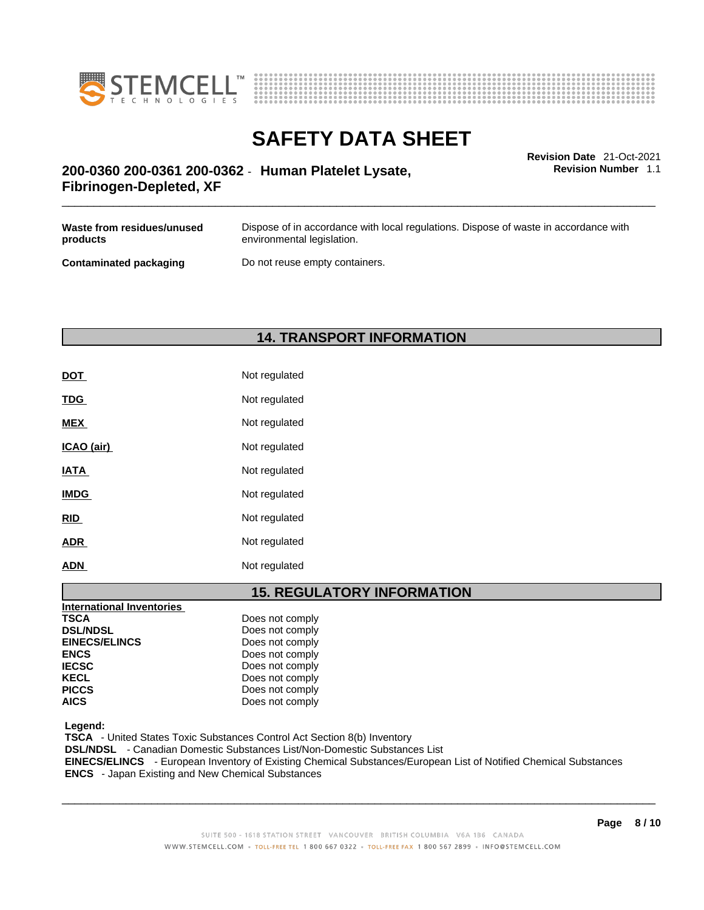| | |
|---|---|
| **Waste from residues/unused products** | Dispose of in accordance with local regulations. Dispose of waste in accordance with environmental legislation. |
| **Contaminated packaging** | Do not reuse empty containers. |

## 14. TRANSPORT INFORMATION

| | |
|---|---|
| **DOT** | Not regulated |
| **TDG** | Not regulated |
| **MEX** | Not regulated |
| **ICAO (air)** | Not regulated |
| **IATA** | Not regulated |
| **IMDG** | Not regulated |
| **RID** | Not regulated |
| **ADR** | Not regulated |
| **ADN** | Not regulated |

## 15. REGULATORY INFORMATION

**International Inventories**

| | |
|---|---|
| **TSCA** | Does not comply |
| **DSL/NDSL** | Does not comply |
| **EINECS/ELINCS** | Does not comply |
| **ENCS** | Does not comply |
| **IECSC** | Does not comply |
| **KECL** | Does not comply |
| **PICCS** | Does not comply |
| **AICS** | Does not comply |

**Legend:**

**TSCA** - United States Toxic Substances Control Act Section 8(b) Inventory
**DSL/NDSL** - Canadian Domestic Substances List/Non-Domestic Substances List
**EINECS/ELINCS** - European Inventory of Existing Chemical Substances/European List of Notified Chemical Substances
**ENCS** - Japan Existing and New Chemical Substances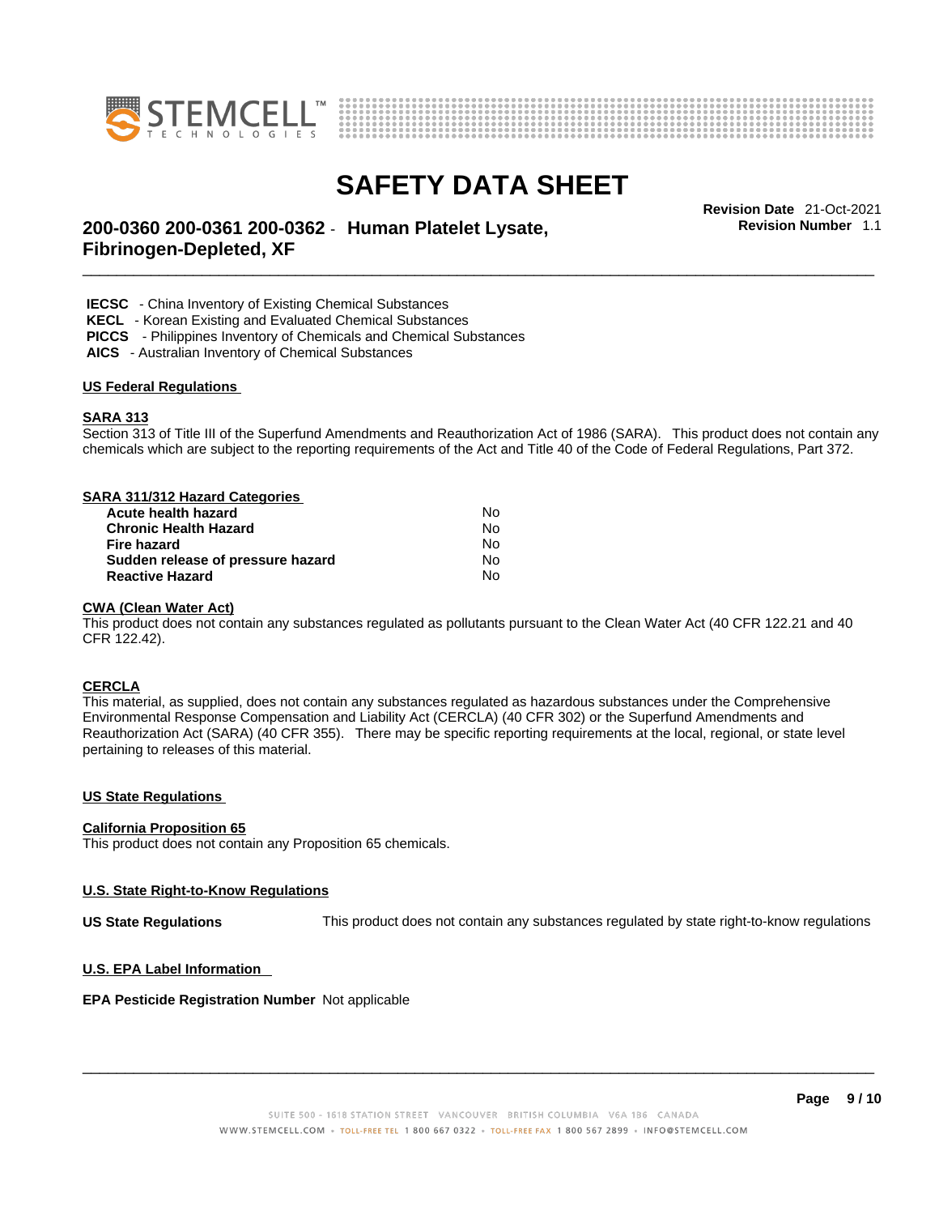**IECSC** - China Inventory of Existing Chemical Substances
**KECL** - Korean Existing and Evaluated Chemical Substances
**PICCS** - Philippines Inventory of Chemicals and Chemical Substances
**AICS** - Australian Inventory of Chemical Substances

## US Federal Regulations

### SARA 313

Section 313 of Title III of the Superfund Amendments and Reauthorization Act of 1986 (SARA). This product does not contain any chemicals which are subject to the reporting requirements of the Act and Title 40 of the Code of Federal Regulations, Part 372.

### SARA 311/312 Hazard Categories

| | |
|---|---|
| **Acute health hazard** | No |
| **Chronic Health Hazard** | No |
| **Fire hazard** | No |
| **Sudden release of pressure hazard** | No |
| **Reactive Hazard** | No |

### CWA (Clean Water Act)

This product does not contain any substances regulated as pollutants pursuant to the Clean Water Act (40 CFR 122.21 and 40 CFR 122.42).

### CERCLA

This material, as supplied, does not contain any substances regulated as hazardous substances under the Comprehensive Environmental Response Compensation and Liability Act (CERCLA) (40 CFR 302) or the Superfund Amendments and Reauthorization Act (SARA) (40 CFR 355). There may be specific reporting requirements at the local, regional, or state level pertaining to releases of this material.

## US State Regulations

### California Proposition 65

This product does not contain any Proposition 65 chemicals.

### U.S. State Right-to-Know Regulations

**US State Regulations** This product does not contain any substances regulated by state right-to-know regulations

### U.S. EPA Label Information

**EPA Pesticide Registration Number** Not applicable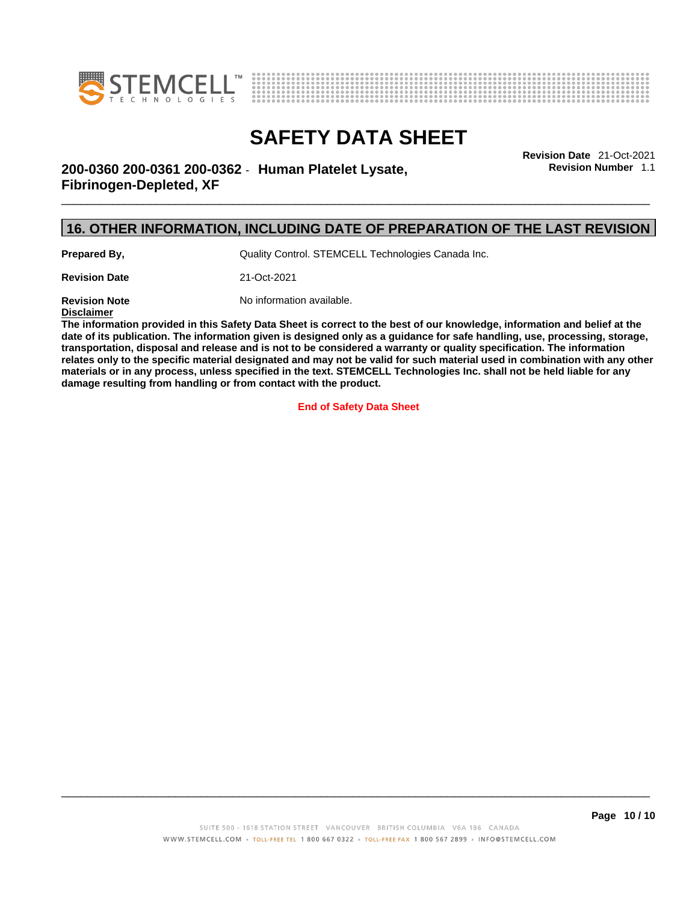## 16. OTHER INFORMATION, INCLUDING DATE OF PREPARATION OF THE LAST REVISION

**Prepared By,** Quality Control. STEMCELL Technologies Canada Inc.

**Revision Date** 21-Oct-2021

**Revision Note** No information available.

**Disclaimer**

**The information provided in this Safety Data Sheet is correct to the best of our knowledge, information and belief at the date of its publication. The information given is designed only as a guidance for safe handling, use, processing, storage, transportation, disposal and release and is not to be considered a warranty or quality specification. The information relates only to the specific material designated and may not be valid for such material used in combination with any other materials or in any process, unless specified in the text. STEMCELL Technologies Inc. shall not be held liable for any damage resulting from handling or from contact with the product.**

**End of Safety Data Sheet**